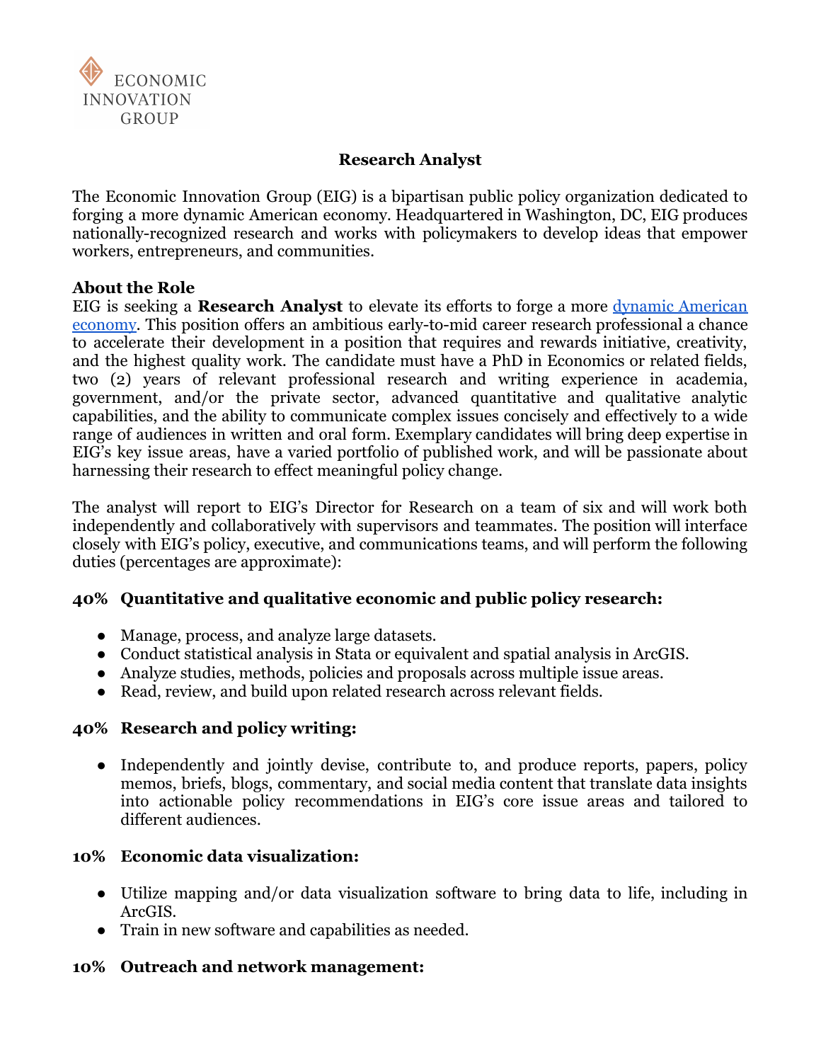ECONOMIC INNOVATION GROUP

# Research Analyst

The Economic Innovation Group (EIG) is a bipartisan public policy organization dedicated to forging a more dynamic American economy. Headquartered in Washington, DC, EIG produces nationally-recognized research and works with policymakers to develop ideas that empower workers, entrepreneurs, and communities.

## About the Role

EIG is seeking a **Research Analyst** to elevate its efforts to forge a more dynamic American economy. This position offers an ambitious early-to-mid career research professional a chance to accelerate their development in a position that requires and rewards initiative, creativity, and the highest quality work. The candidate must have a PhD in Economics or related fields, two (2) years of relevant professional research and writing experience in academia, government, and/or the private sector, advanced quantitative and qualitative analytic capabilities, and the ability to communicate complex issues concisely and effectively to a wide range of audiences in written and oral form. Exemplary candidates will bring deep expertise in EIG's key issue areas, have a varied portfolio of published work, and will be passionate about harnessing their research to effect meaningful policy change.

The analyst will report to EIG's Director for Research on a team of six and will work both independently and collaboratively with supervisors and teammates. The position will interface closely with EIG's policy, executive, and communications teams, and will perform the following duties (percentages are approximate):

### 40% Quantitative and qualitative economic and public policy research:

- Manage, process, and analyze large datasets.
- Conduct statistical analysis in Stata or equivalent and spatial analysis in ArcGIS.
- Analyze studies, methods, policies and proposals across multiple issue areas.
- Read, review, and build upon related research across relevant fields.

### 40% Research and policy writing:

- Independently and jointly devise, contribute to, and produce reports, papers, policy memos, briefs, blogs, commentary, and social media content that translate data insights into actionable policy recommendations in EIG's core issue areas and tailored to different audiences.

### 10% Economic data visualization:

- Utilize mapping and/or data visualization software to bring data to life, including in ArcGIS.
- Train in new software and capabilities as needed.

### 10% Outreach and network management: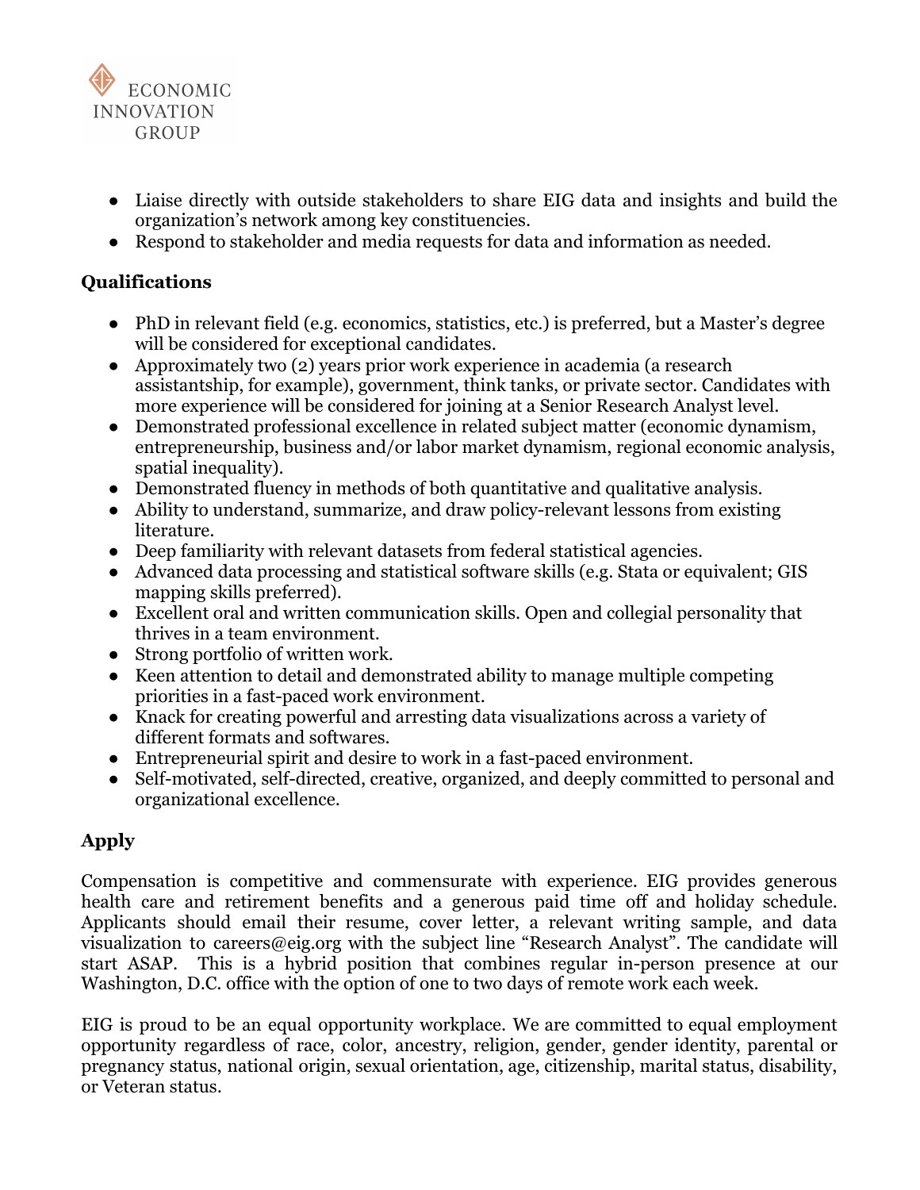- Liaise directly with outside stakeholders to share EIG data and insights and build the organization's network among key constituencies.
- Respond to stakeholder and media requests for data and information as needed.

**Qualifications**

- PhD in relevant field (e.g. economics, statistics, etc.) is preferred, but a Master's degree will be considered for exceptional candidates.
- Approximately two (2) years prior work experience in academia (a research assistantship, for example), government, think tanks, or private sector. Candidates with more experience will be considered for joining at a Senior Research Analyst level.
- Demonstrated professional excellence in related subject matter (economic dynamism, entrepreneurship, business and/or labor market dynamism, regional economic analysis, spatial inequality).
- Demonstrated fluency in methods of both quantitative and qualitative analysis.
- Ability to understand, summarize, and draw policy-relevant lessons from existing literature.
- Deep familiarity with relevant datasets from federal statistical agencies.
- Advanced data processing and statistical software skills (e.g. Stata or equivalent; GIS mapping skills preferred).
- Excellent oral and written communication skills. Open and collegial personality that thrives in a team environment.
- Strong portfolio of written work.
- Keen attention to detail and demonstrated ability to manage multiple competing priorities in a fast-paced work environment.
- Knack for creating powerful and arresting data visualizations across a variety of different formats and softwares.
- Entrepreneurial spirit and desire to work in a fast-paced environment.
- Self-motivated, self-directed, creative, organized, and deeply committed to personal and organizational excellence.

**Apply**

Compensation is competitive and commensurate with experience. EIG provides generous health care and retirement benefits and a generous paid time off and holiday schedule. Applicants should email their resume, cover letter, a relevant writing sample, and data visualization to careers@eig.org with the subject line "Research Analyst". The candidate will start ASAP. This is a hybrid position that combines regular in-person presence at our Washington, D.C. office with the option of one to two days of remote work each week.

EIG is proud to be an equal opportunity workplace. We are committed to equal employment opportunity regardless of race, color, ancestry, religion, gender, gender identity, parental or pregnancy status, national origin, sexual orientation, age, citizenship, marital status, disability, or Veteran status.